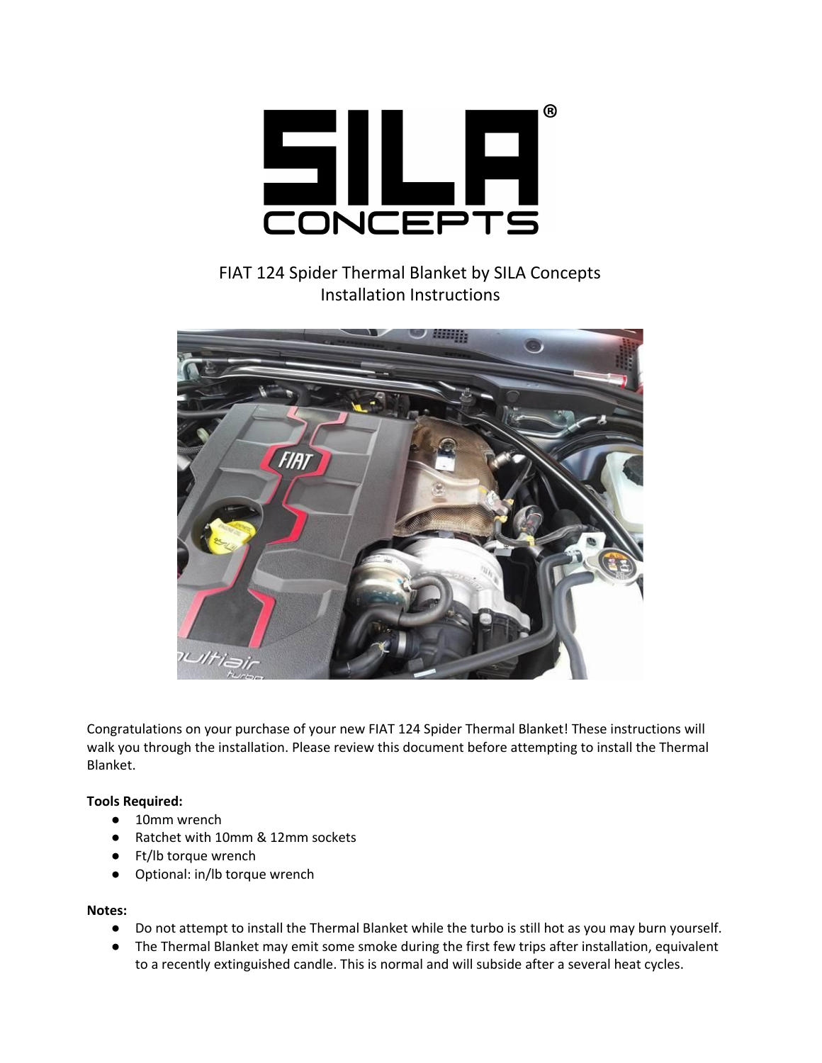# SILA® CONCEPTS

FIAT 124 Spider Thermal Blanket by SILA Concepts
Installation Instructions

Congratulations on your purchase of your new FIAT 124 Spider Thermal Blanket! These instructions will walk you through the installation. Please review this document before attempting to install the Thermal Blanket.

**Tools Required:**

- 10mm wrench
- Ratchet with 10mm & 12mm sockets
- Ft/lb torque wrench
- Optional: in/lb torque wrench

**Notes:**

- Do not attempt to install the Thermal Blanket while the turbo is still hot as you may burn yourself.
- The Thermal Blanket may emit some smoke during the first few trips after installation, equivalent to a recently extinguished candle. This is normal and will subside after a several heat cycles.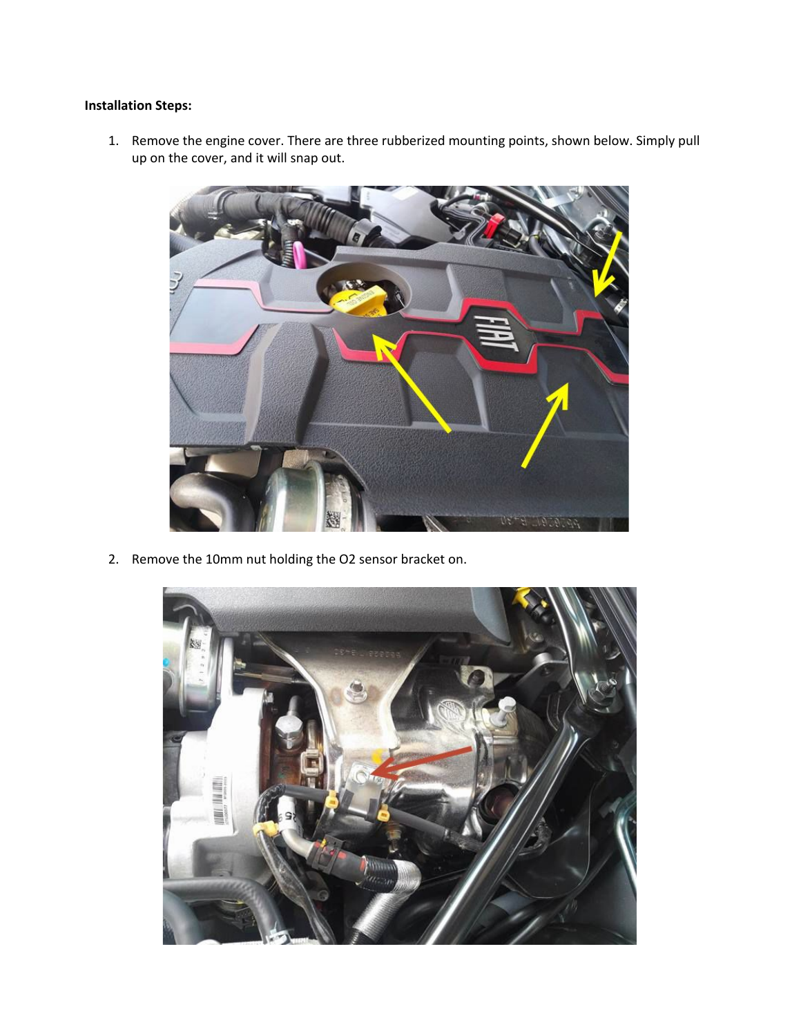**Installation Steps:**

1. Remove the engine cover. There are three rubberized mounting points, shown below. Simply pull up on the cover, and it will snap out.

2. Remove the 10mm nut holding the O2 sensor bracket on.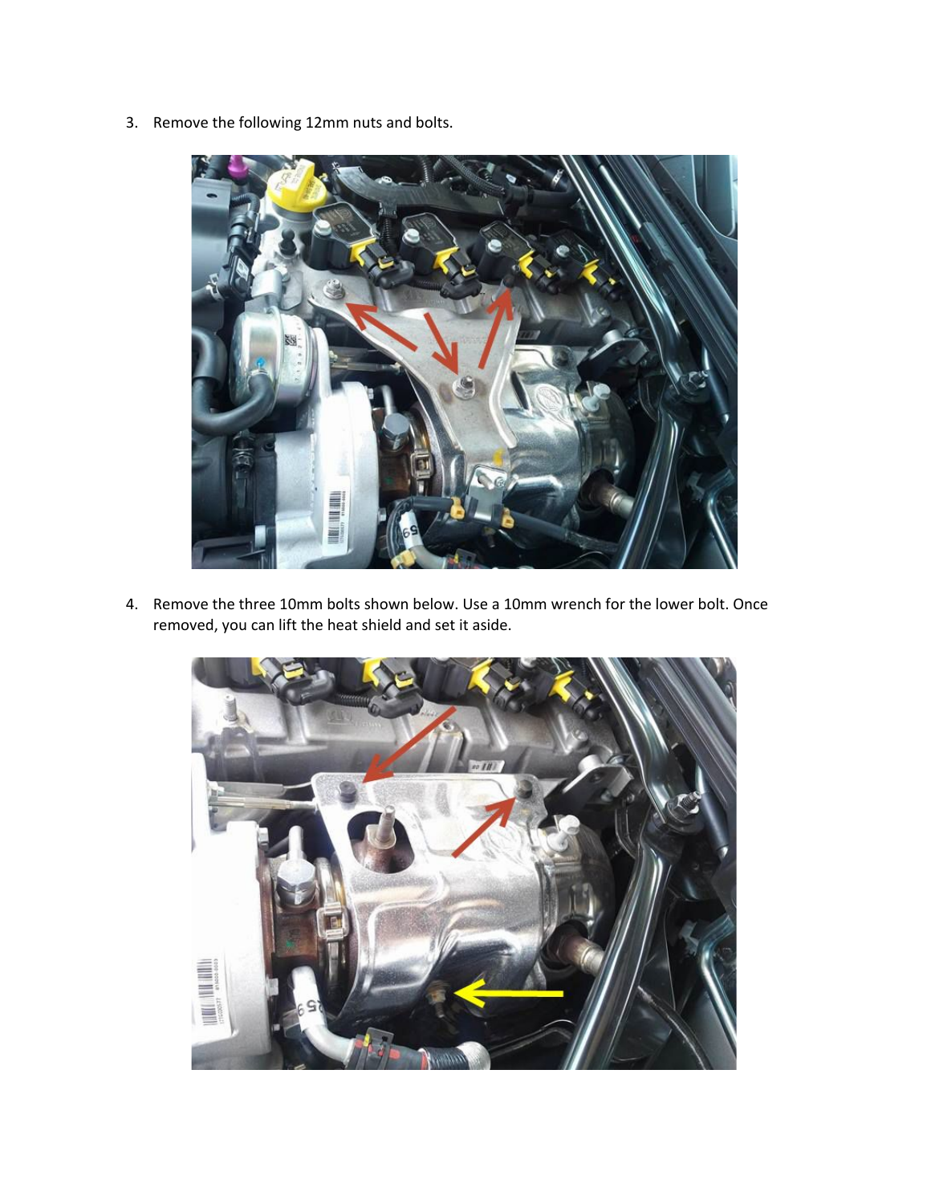3. Remove the following 12mm nuts and bolts.

4. Remove the three 10mm bolts shown below. Use a 10mm wrench for the lower bolt. Once removed, you can lift the heat shield and set it aside.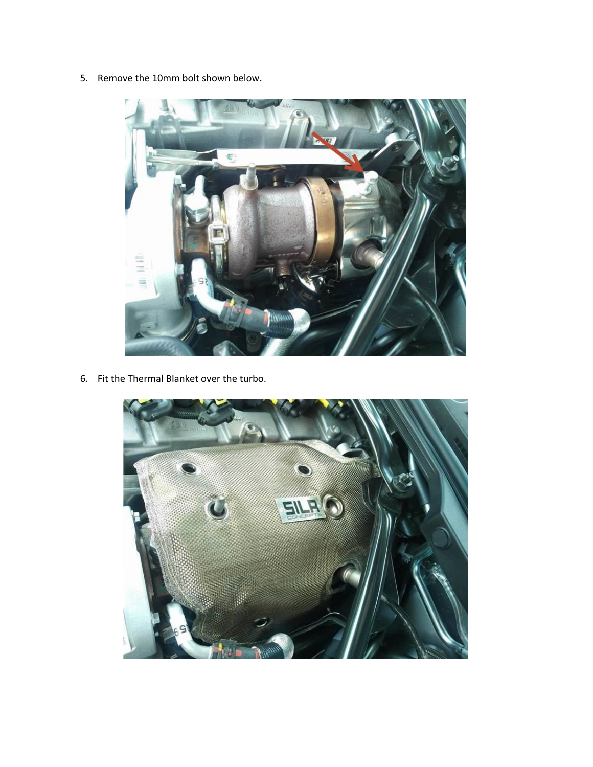5. Remove the 10mm bolt shown below.

6. Fit the Thermal Blanket over the turbo.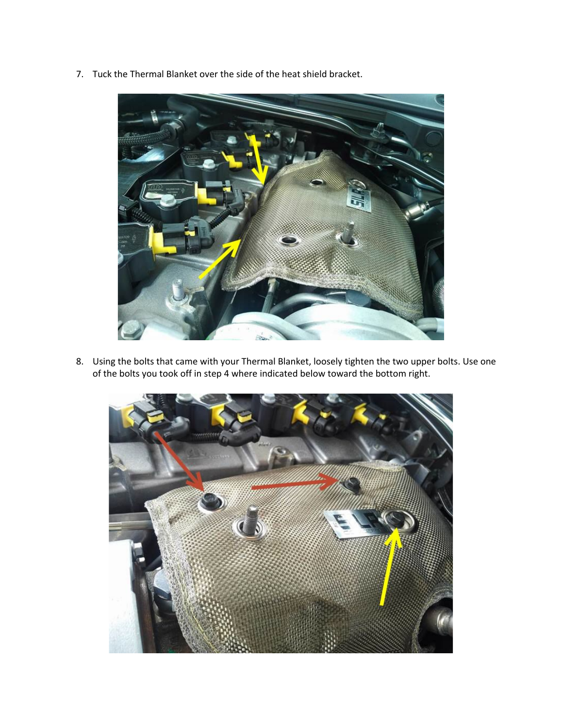7. Tuck the Thermal Blanket over the side of the heat shield bracket.

8. Using the bolts that came with your Thermal Blanket, loosely tighten the two upper bolts. Use one of the bolts you took off in step 4 where indicated below toward the bottom right.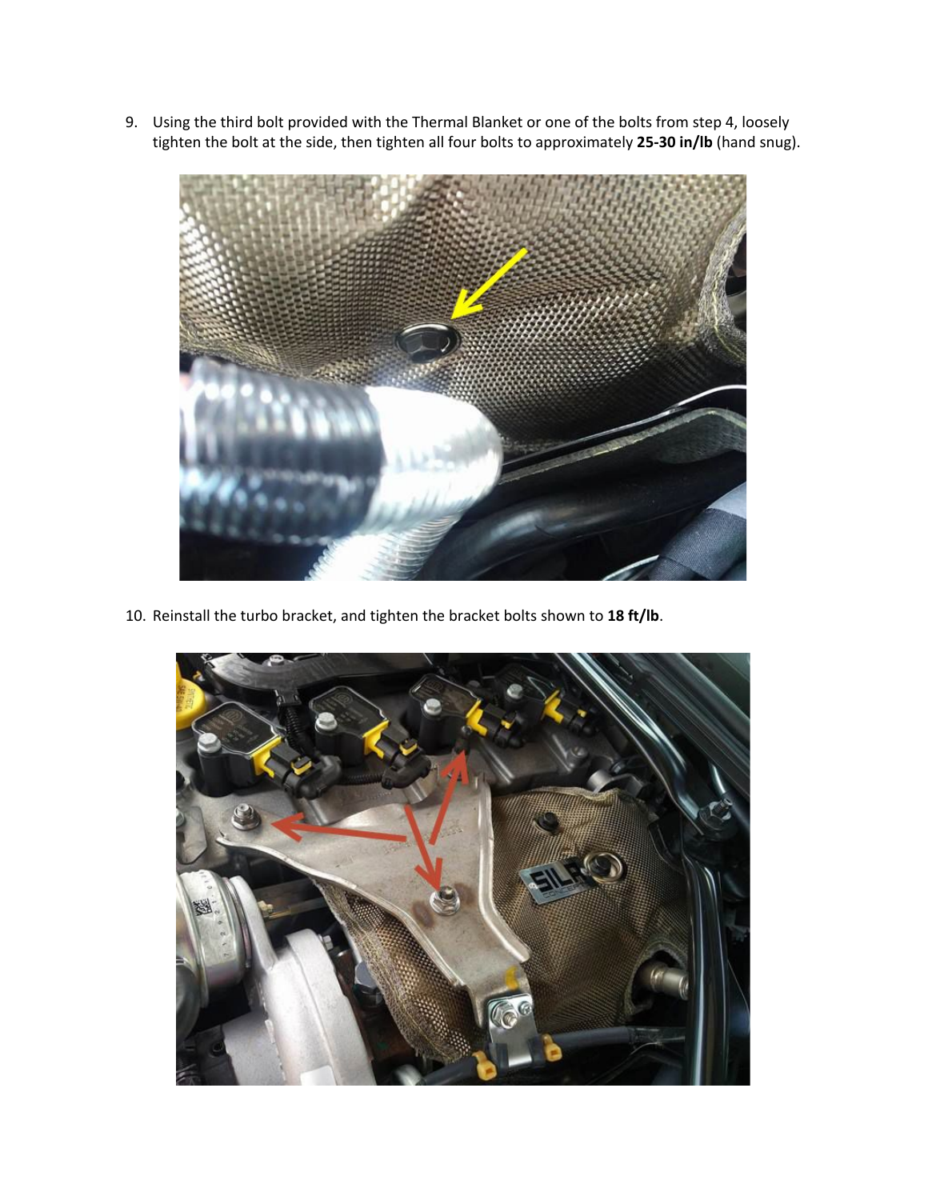9. Using the third bolt provided with the Thermal Blanket or one of the bolts from step 4, loosely tighten the bolt at the side, then tighten all four bolts to approximately **25-30 in/lb** (hand snug).

10. Reinstall the turbo bracket, and tighten the bracket bolts shown to **18 ft/lb**.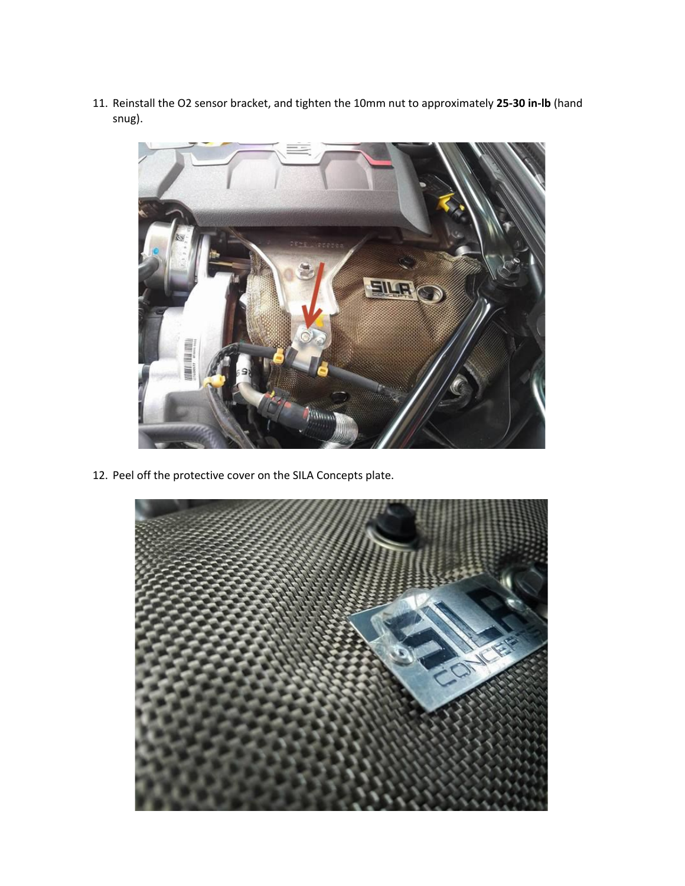11. Reinstall the O2 sensor bracket, and tighten the 10mm nut to approximately **25-30 in-lb** (hand snug).

12. Peel off the protective cover on the SILA Concepts plate.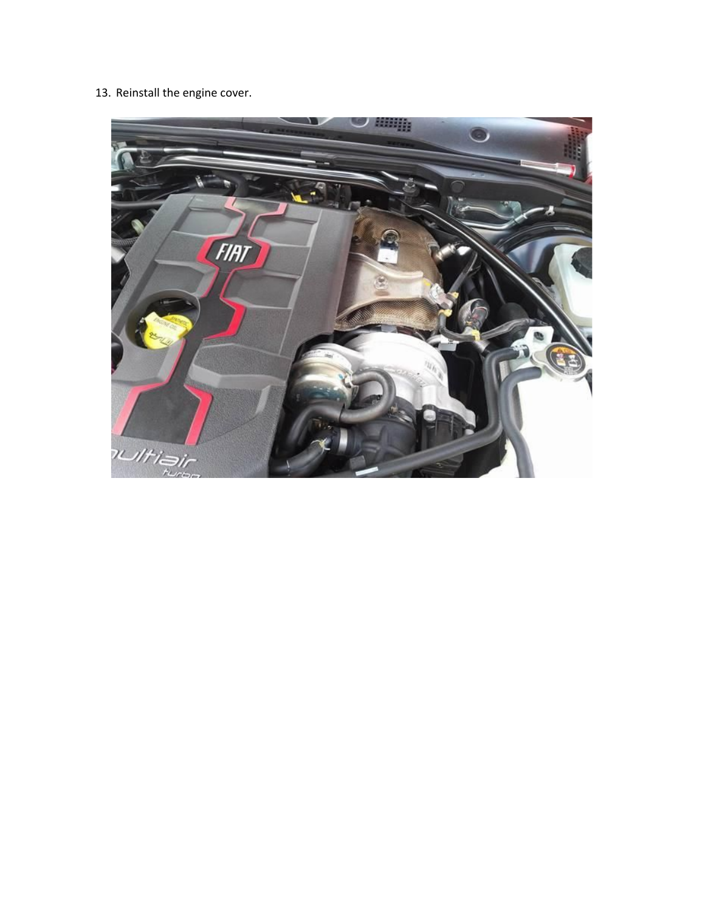13. Reinstall the engine cover.